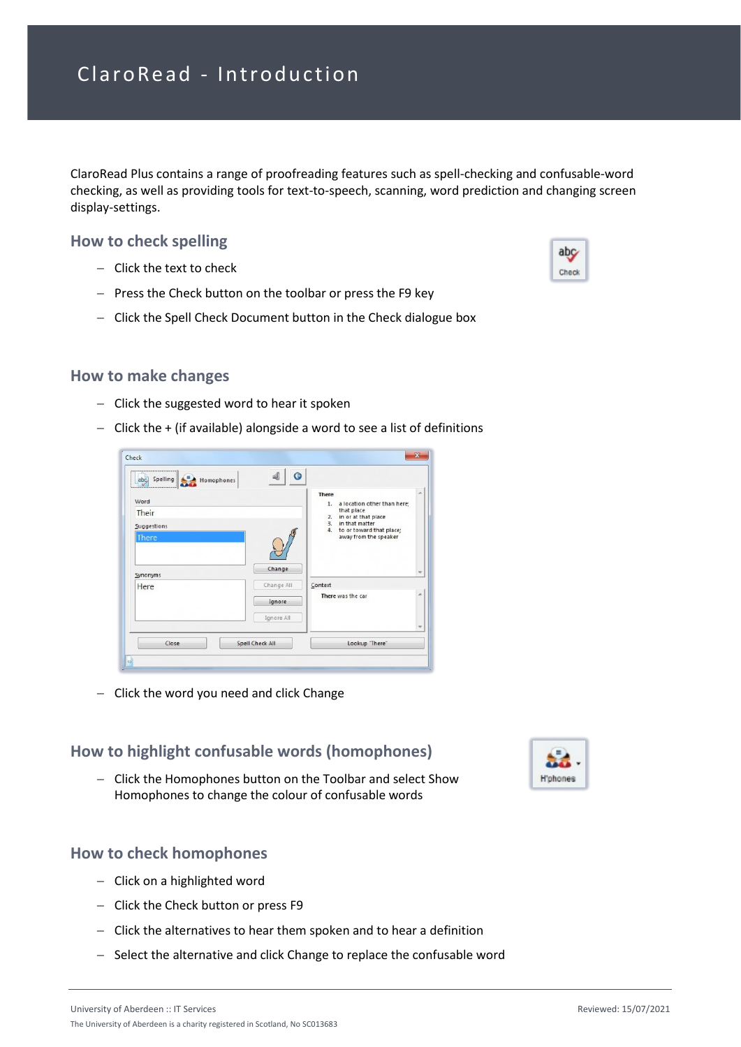# ClaroRead - Introduction

ClaroRead Plus contains a range of proofreading features such as spell-checking and confusable-word checking, as well as providing tools for text-to-speech, scanning, word prediction and changing screen display-settings.

## How to check spelling

- Click the text to check
- Press the Check button on the toolbar or press the F9 key
- Click the Spell Check Document button in the Check dialogue box

## How to make changes

- Click the suggested word to hear it spoken
- Click the + (if available) alongside a word to see a list of definitions
- Click the word you need and click Change

## How to highlight confusable words (homophones)

- Click the Homophones button on the Toolbar and select Show Homophones to change the colour of confusable words

## How to check homophones

- Click on a highlighted word
- Click the Check button or press F9
- Click the alternatives to hear them spoken and to hear a definition
- Select the alternative and click Change to replace the confusable word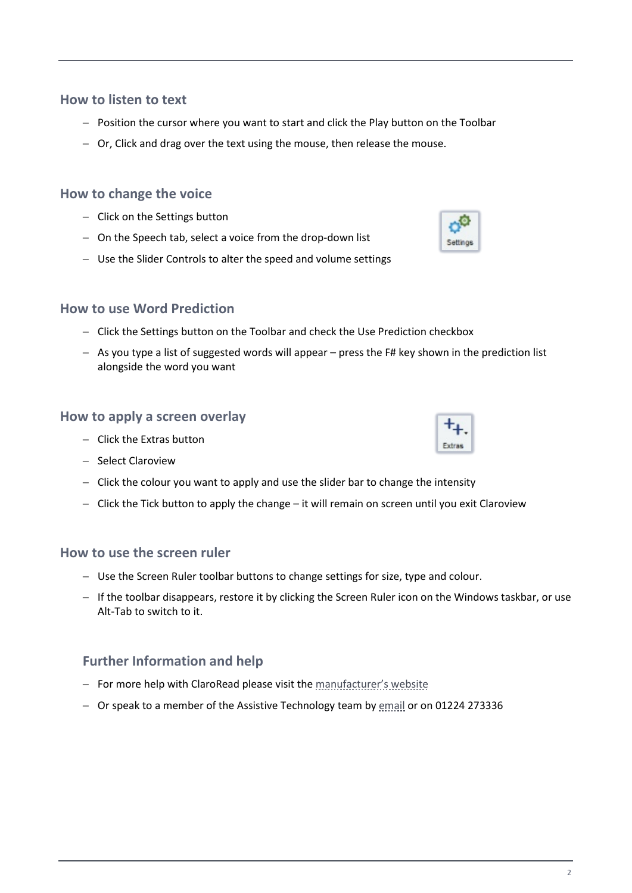## How to listen to text

- Position the cursor where you want to start and click the Play button on the Toolbar
- Or, Click and drag over the text using the mouse, then release the mouse.

## How to change the voice

- Click on the Settings button
- On the Speech tab, select a voice from the drop-down list
- Use the Slider Controls to alter the speed and volume settings

## How to use Word Prediction

- Click the Settings button on the Toolbar and check the Use Prediction checkbox
- As you type a list of suggested words will appear – press the F# key shown in the prediction list alongside the word you want

## How to apply a screen overlay

- Click the Extras button
- Select Claroview
- Click the colour you want to apply and use the slider bar to change the intensity
- Click the Tick button to apply the change – it will remain on screen until you exit Claroview

## How to use the screen ruler

- Use the Screen Ruler toolbar buttons to change settings for size, type and colour.
- If the toolbar disappears, restore it by clicking the Screen Ruler icon on the Windows taskbar, or use Alt-Tab to switch to it.

## Further Information and help

- For more help with ClaroRead please visit the manufacturer's website
- Or speak to a member of the Assistive Technology team by email or on 01224 273336